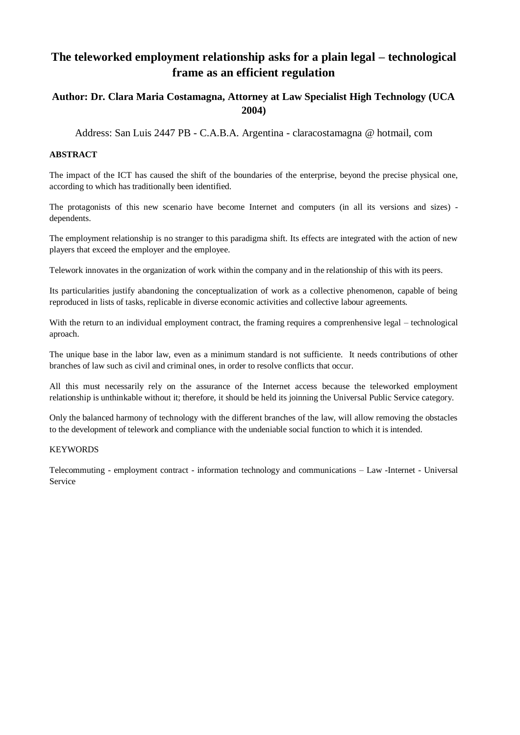# The teleworked employment relationship asks for a plain legal – technological frame as an efficient regulation

**Author: Dr. Clara Maria Costamagna, Attorney at Law Specialist High Technology (UCA 2004)**

Address: San Luis 2447 PB - C.A.B.A. Argentina - claracostamagna @ hotmail, com

**ABSTRACT**

The impact of the ICT has caused the shift of the boundaries of the enterprise, beyond the precise physical one, according to which has traditionally been identified.

The protagonists of this new scenario have become Internet and computers (in all its versions and sizes) - dependents.

The employment relationship is no stranger to this paradigma shift. Its effects are integrated with the action of new players that exceed the employer and the employee.

Telework innovates in the organization of work within the company and in the relationship of this with its peers.

Its particularities justify abandoning the conceptualization of work as a collective phenomenon, capable of being reproduced in lists of tasks, replicable in diverse economic activities and collective labour agreements.

With the return to an individual employment contract, the framing requires a comprenhensive legal – technological aproach.

The unique base in the labor law, even as a minimum standard is not sufficiente. It needs contributions of other branches of law such as civil and criminal ones, in order to resolve conflicts that occur.

All this must necessarily rely on the assurance of the Internet access because the teleworked employment relationship is unthinkable without it; therefore, it should be held its joinning the Universal Public Service category.

Only the balanced harmony of technology with the different branches of the law, will allow removing the obstacles to the development of telework and compliance with the undeniable social function to which it is intended.

KEYWORDS

Telecommuting - employment contract - information technology and communications – Law -Internet - Universal Service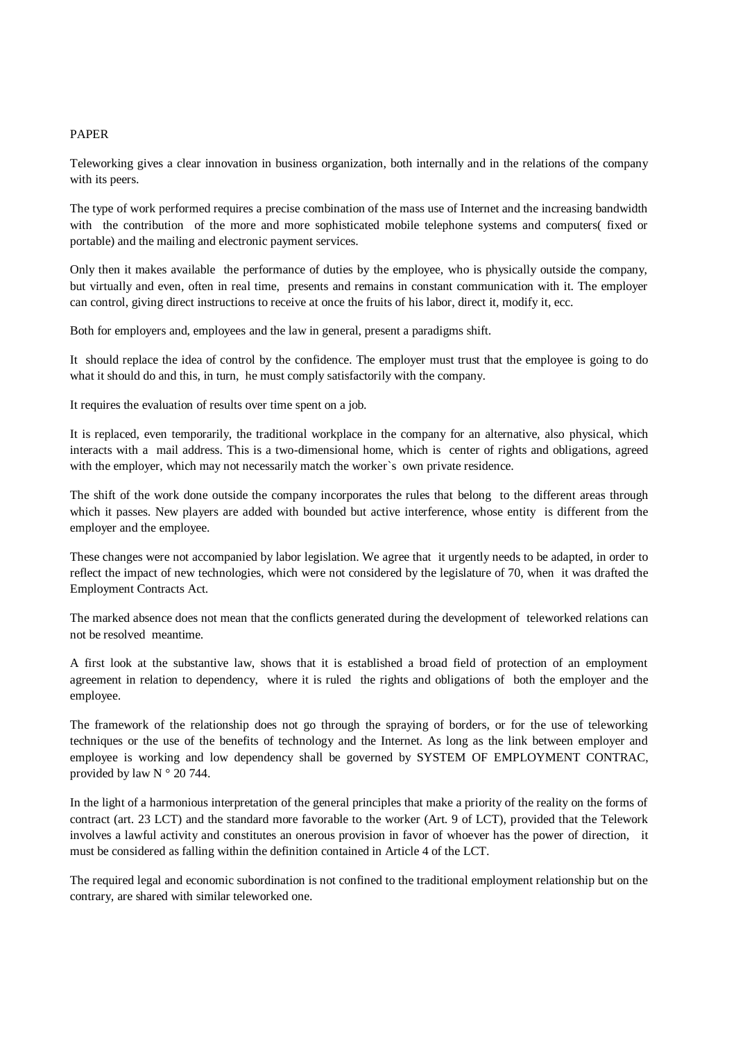PAPER

Teleworking gives a clear innovation in business organization, both internally and in the relations of the company with its peers.

The type of work performed requires a precise combination of the mass use of Internet and the increasing bandwidth with the contribution of the more and more sophisticated mobile telephone systems and computers( fixed or portable) and the mailing and electronic payment services.

Only then it makes available the performance of duties by the employee, who is physically outside the company, but virtually and even, often in real time, presents and remains in constant communication with it. The employer can control, giving direct instructions to receive at once the fruits of his labor, direct it, modify it, ecc.

Both for employers and, employees and the law in general, present a paradigms shift.

It should replace the idea of control by the confidence. The employer must trust that the employee is going to do what it should do and this, in turn, he must comply satisfactorily with the company.

It requires the evaluation of results over time spent on a job.

It is replaced, even temporarily, the traditional workplace in the company for an alternative, also physical, which interacts with a mail address. This is a two-dimensional home, which is center of rights and obligations, agreed with the employer, which may not necessarily match the worker`s own private residence.

The shift of the work done outside the company incorporates the rules that belong to the different areas through which it passes. New players are added with bounded but active interference, whose entity is different from the employer and the employee.

These changes were not accompanied by labor legislation. We agree that it urgently needs to be adapted, in order to reflect the impact of new technologies, which were not considered by the legislature of 70, when it was drafted the Employment Contracts Act.

The marked absence does not mean that the conflicts generated during the development of teleworked relations can not be resolved meantime.

A first look at the substantive law, shows that it is established a broad field of protection of an employment agreement in relation to dependency, where it is ruled the rights and obligations of both the employer and the employee.

The framework of the relationship does not go through the spraying of borders, or for the use of teleworking techniques or the use of the benefits of technology and the Internet. As long as the link between employer and employee is working and low dependency shall be governed by SYSTEM OF EMPLOYMENT CONTRAC, provided by law N ° 20 744.

In the light of a harmonious interpretation of the general principles that make a priority of the reality on the forms of contract (art. 23 LCT) and the standard more favorable to the worker (Art. 9 of LCT), provided that the Telework involves a lawful activity and constitutes an onerous provision in favor of whoever has the power of direction, it must be considered as falling within the definition contained in Article 4 of the LCT.

The required legal and economic subordination is not confined to the traditional employment relationship but on the contrary, are shared with similar teleworked one.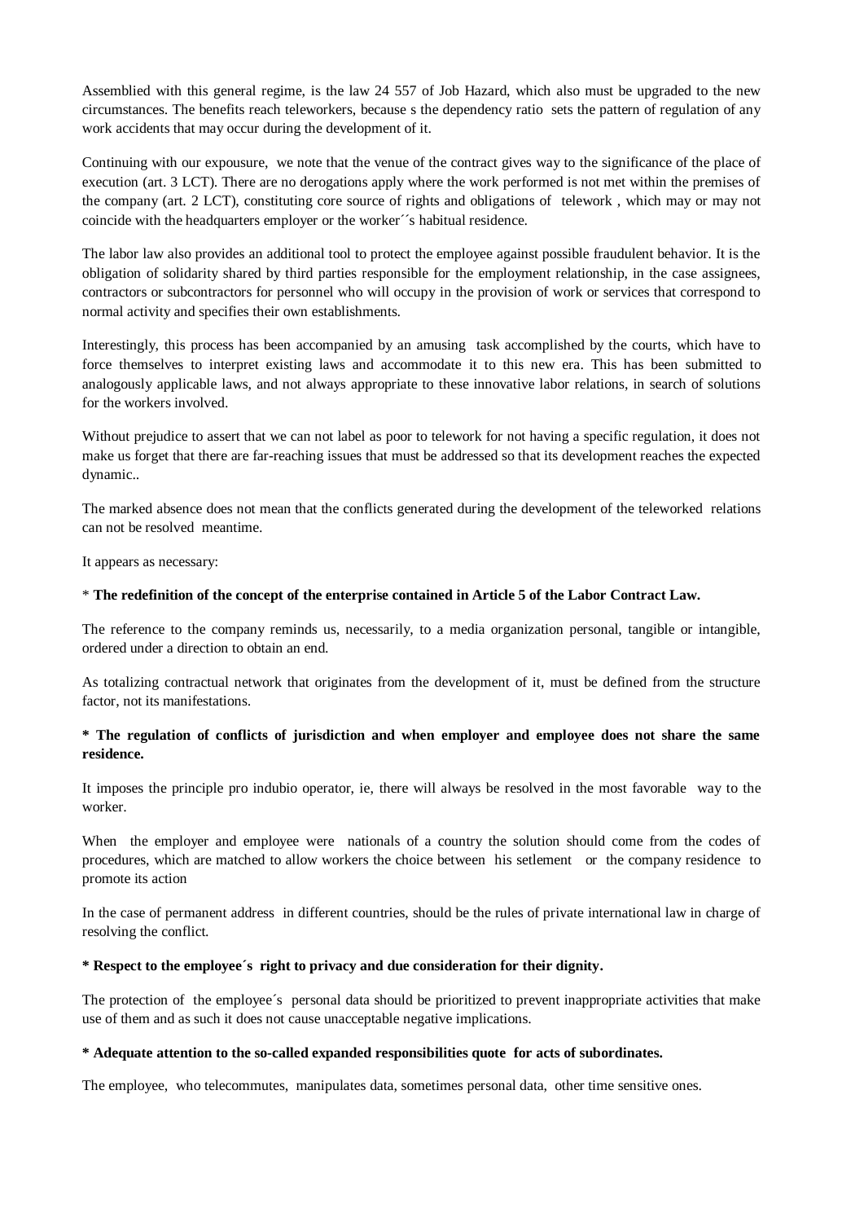Assemblied with this general regime, is the law 24 557 of Job Hazard, which also must be upgraded to the new circumstances. The benefits reach teleworkers, because s the dependency ratio sets the pattern of regulation of any work accidents that may occur during the development of it.

Continuing with our expousure, we note that the venue of the contract gives way to the significance of the place of execution (art. 3 LCT). There are no derogations apply where the work performed is not met within the premises of the company (art. 2 LCT), constituting core source of rights and obligations of telework , which may or may not coincide with the headquarters employer or the worker´´s habitual residence.

The labor law also provides an additional tool to protect the employee against possible fraudulent behavior. It is the obligation of solidarity shared by third parties responsible for the employment relationship, in the case assignees, contractors or subcontractors for personnel who will occupy in the provision of work or services that correspond to normal activity and specifies their own establishments.

Interestingly, this process has been accompanied by an amusing task accomplished by the courts, which have to force themselves to interpret existing laws and accommodate it to this new era. This has been submitted to analogously applicable laws, and not always appropriate to these innovative labor relations, in search of solutions for the workers involved.

Without prejudice to assert that we can not label as poor to telework for not having a specific regulation, it does not make us forget that there are far-reaching issues that must be addressed so that its development reaches the expected dynamic..

The marked absence does not mean that the conflicts generated during the development of the teleworked relations can not be resolved meantime.

It appears as necessary:

* **The redefinition of the concept of the enterprise contained in Article 5 of the Labor Contract Law.**

The reference to the company reminds us, necessarily, to a media organization personal, tangible or intangible, ordered under a direction to obtain an end.

As totalizing contractual network that originates from the development of it, must be defined from the structure factor, not its manifestations.

**\* The regulation of conflicts of jurisdiction and when employer and employee does not share the same residence.**

It imposes the principle pro indubio operator, ie, there will always be resolved in the most favorable way to the worker.

When the employer and employee were nationals of a country the solution should come from the codes of procedures, which are matched to allow workers the choice between his setlement or the company residence to promote its action

In the case of permanent address in different countries, should be the rules of private international law in charge of resolving the conflict.

**\* Respect to the employee´s right to privacy and due consideration for their dignity.**

The protection of the employee´s personal data should be prioritized to prevent inappropriate activities that make use of them and as such it does not cause unacceptable negative implications.

**\* Adequate attention to the so-called expanded responsibilities quote for acts of subordinates.**

The employee, who telecommutes, manipulates data, sometimes personal data, other time sensitive ones.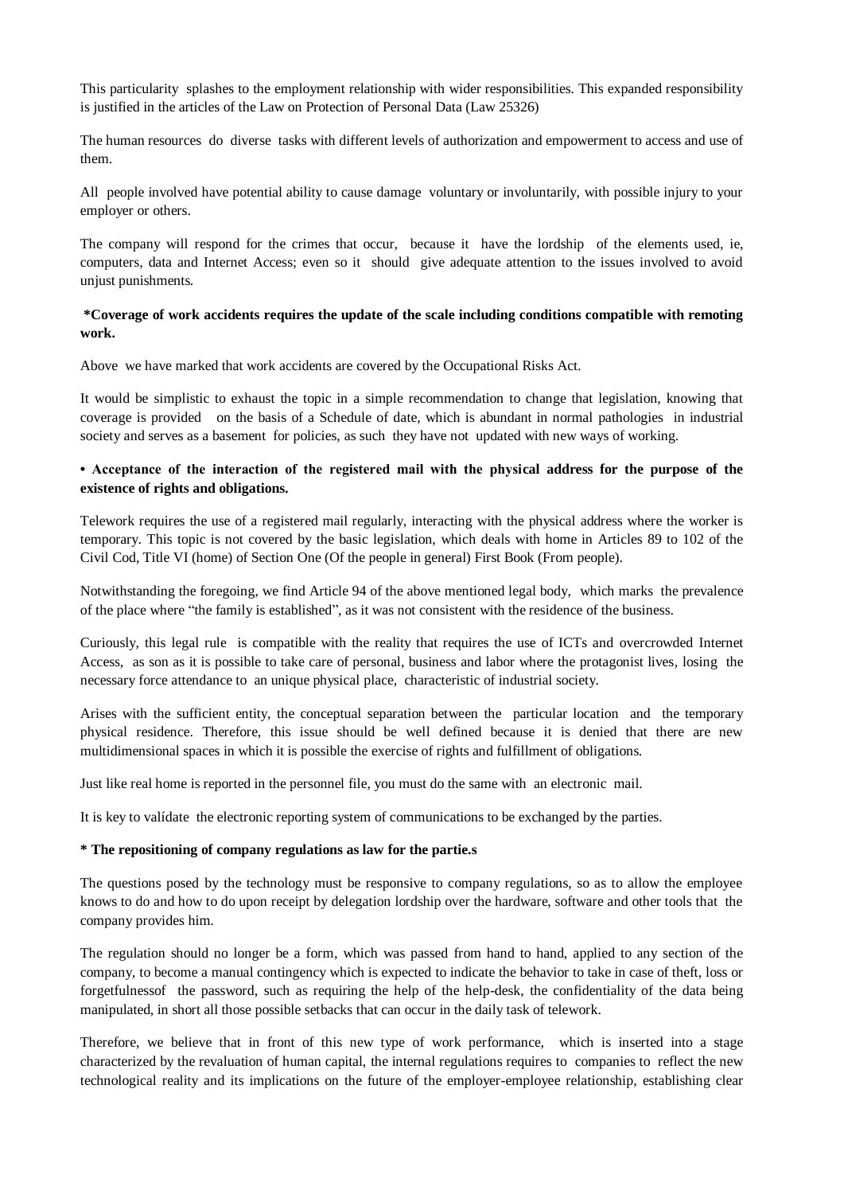This particularity splashes to the employment relationship with wider responsibilities. This expanded responsibility is justified in the articles of the Law on Protection of Personal Data (Law 25326)

The human resources do diverse tasks with different levels of authorization and empowerment to access and use of them.

All people involved have potential ability to cause damage voluntary or involuntarily, with possible injury to your employer or others.

The company will respond for the crimes that occur, because it have the lordship of the elements used, ie, computers, data and Internet Access; even so it should give adequate attention to the issues involved to avoid unjust punishments.

**\*Coverage of work accidents requires the update of the scale including conditions compatible with remoting work.**

Above we have marked that work accidents are covered by the Occupational Risks Act.

It would be simplistic to exhaust the topic in a simple recommendation to change that legislation, knowing that coverage is provided on the basis of a Schedule of date, which is abundant in normal pathologies in industrial society and serves as a basement for policies, as such they have not updated with new ways of working.

**• Acceptance of the interaction of the registered mail with the physical address for the purpose of the existence of rights and obligations.**

Telework requires the use of a registered mail regularly, interacting with the physical address where the worker is temporary. This topic is not covered by the basic legislation, which deals with home in Articles 89 to 102 of the Civil Cod, Title VI (home) of Section One (Of the people in general) First Book (From people).

Notwithstanding the foregoing, we find Article 94 of the above mentioned legal body, which marks the prevalence of the place where "the family is established", as it was not consistent with the residence of the business.

Curiously, this legal rule is compatible with the reality that requires the use of ICTs and overcrowded Internet Access, as son as it is possible to take care of personal, business and labor where the protagonist lives, losing the necessary force attendance to an unique physical place, characteristic of industrial society.

Arises with the sufficient entity, the conceptual separation between the particular location and the temporary physical residence. Therefore, this issue should be well defined because it is denied that there are new multidimensional spaces in which it is possible the exercise of rights and fulfillment of obligations.

Just like real home is reported in the personnel file, you must do the same with an electronic mail.

It is key to valídate the electronic reporting system of communications to be exchanged by the parties.

**\* The repositioning of company regulations as law for the partie.s**

The questions posed by the technology must be responsive to company regulations, so as to allow the employee knows to do and how to do upon receipt by delegation lordship over the hardware, software and other tools that the company provides him.

The regulation should no longer be a form, which was passed from hand to hand, applied to any section of the company, to become a manual contingency which is expected to indicate the behavior to take in case of theft, loss or forgetfulnessof the password, such as requiring the help of the help-desk, the confidentiality of the data being manipulated, in short all those possible setbacks that can occur in the daily task of telework.

Therefore, we believe that in front of this new type of work performance, which is inserted into a stage characterized by the revaluation of human capital, the internal regulations requires to companies to reflect the new technological reality and its implications on the future of the employer-employee relationship, establishing clear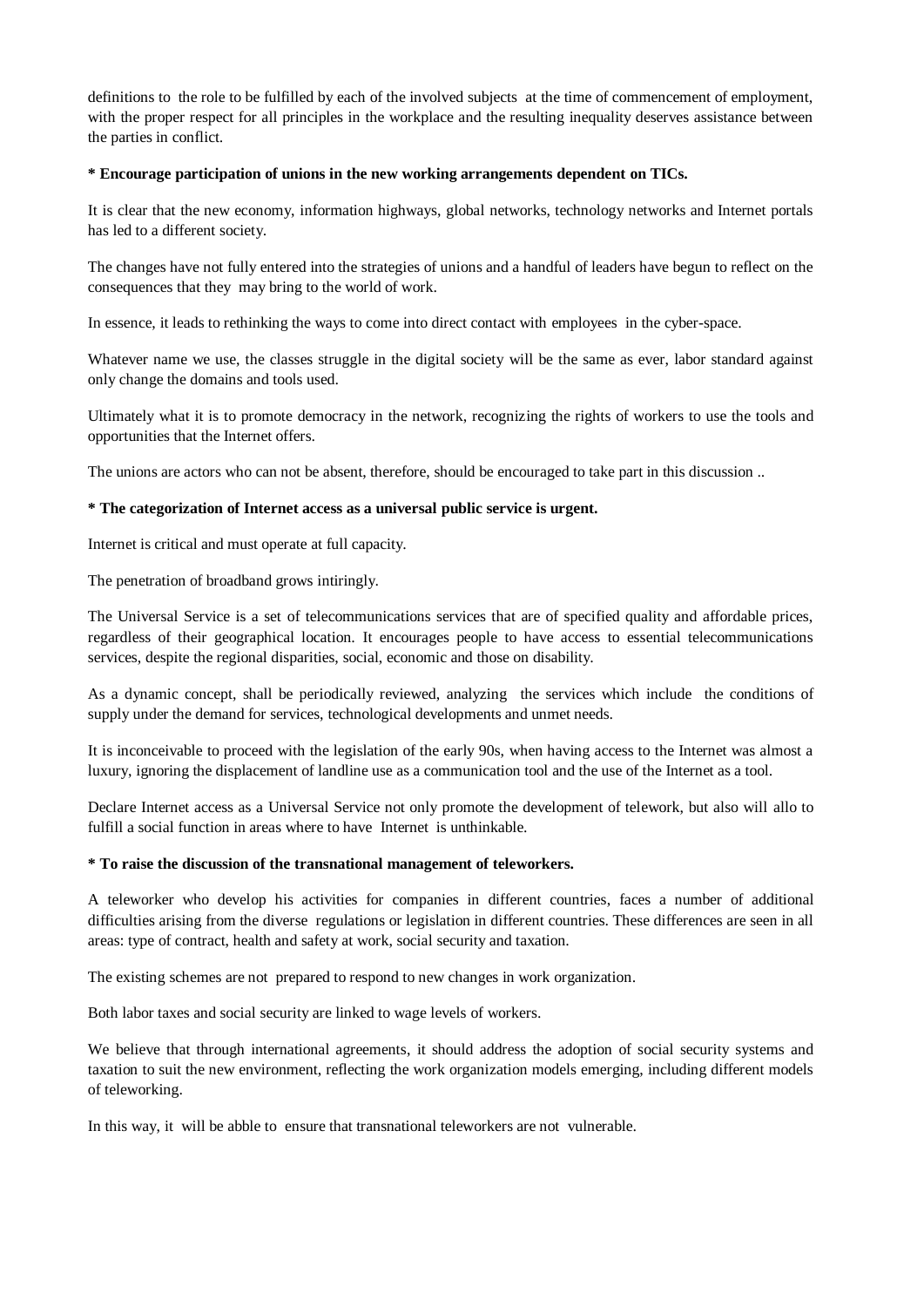definitions to the role to be fulfilled by each of the involved subjects at the time of commencement of employment, with the proper respect for all principles in the workplace and the resulting inequality deserves assistance between the parties in conflict.

**\* Encourage participation of unions in the new working arrangements dependent on TICs.**

It is clear that the new economy, information highways, global networks, technology networks and Internet portals has led to a different society.

The changes have not fully entered into the strategies of unions and a handful of leaders have begun to reflect on the consequences that they may bring to the world of work.

In essence, it leads to rethinking the ways to come into direct contact with employees in the cyber-space.

Whatever name we use, the classes struggle in the digital society will be the same as ever, labor standard against only change the domains and tools used.

Ultimately what it is to promote democracy in the network, recognizing the rights of workers to use the tools and opportunities that the Internet offers.

The unions are actors who can not be absent, therefore, should be encouraged to take part in this discussion ..

**\* The categorization of Internet access as a universal public service is urgent.**

Internet is critical and must operate at full capacity.

The penetration of broadband grows intiringly.

The Universal Service is a set of telecommunications services that are of specified quality and affordable prices, regardless of their geographical location. It encourages people to have access to essential telecommunications services, despite the regional disparities, social, economic and those on disability.

As a dynamic concept, shall be periodically reviewed, analyzing the services which include the conditions of supply under the demand for services, technological developments and unmet needs.

It is inconceivable to proceed with the legislation of the early 90s, when having access to the Internet was almost a luxury, ignoring the displacement of landline use as a communication tool and the use of the Internet as a tool.

Declare Internet access as a Universal Service not only promote the development of telework, but also will allo to fulfill a social function in areas where to have Internet is unthinkable.

**\* To raise the discussion of the transnational management of teleworkers.**

A teleworker who develop his activities for companies in different countries, faces a number of additional difficulties arising from the diverse regulations or legislation in different countries. These differences are seen in all areas: type of contract, health and safety at work, social security and taxation.

The existing schemes are not prepared to respond to new changes in work organization.

Both labor taxes and social security are linked to wage levels of workers.

We believe that through international agreements, it should address the adoption of social security systems and taxation to suit the new environment, reflecting the work organization models emerging, including different models of teleworking.

In this way, it will be abble to ensure that transnational teleworkers are not vulnerable.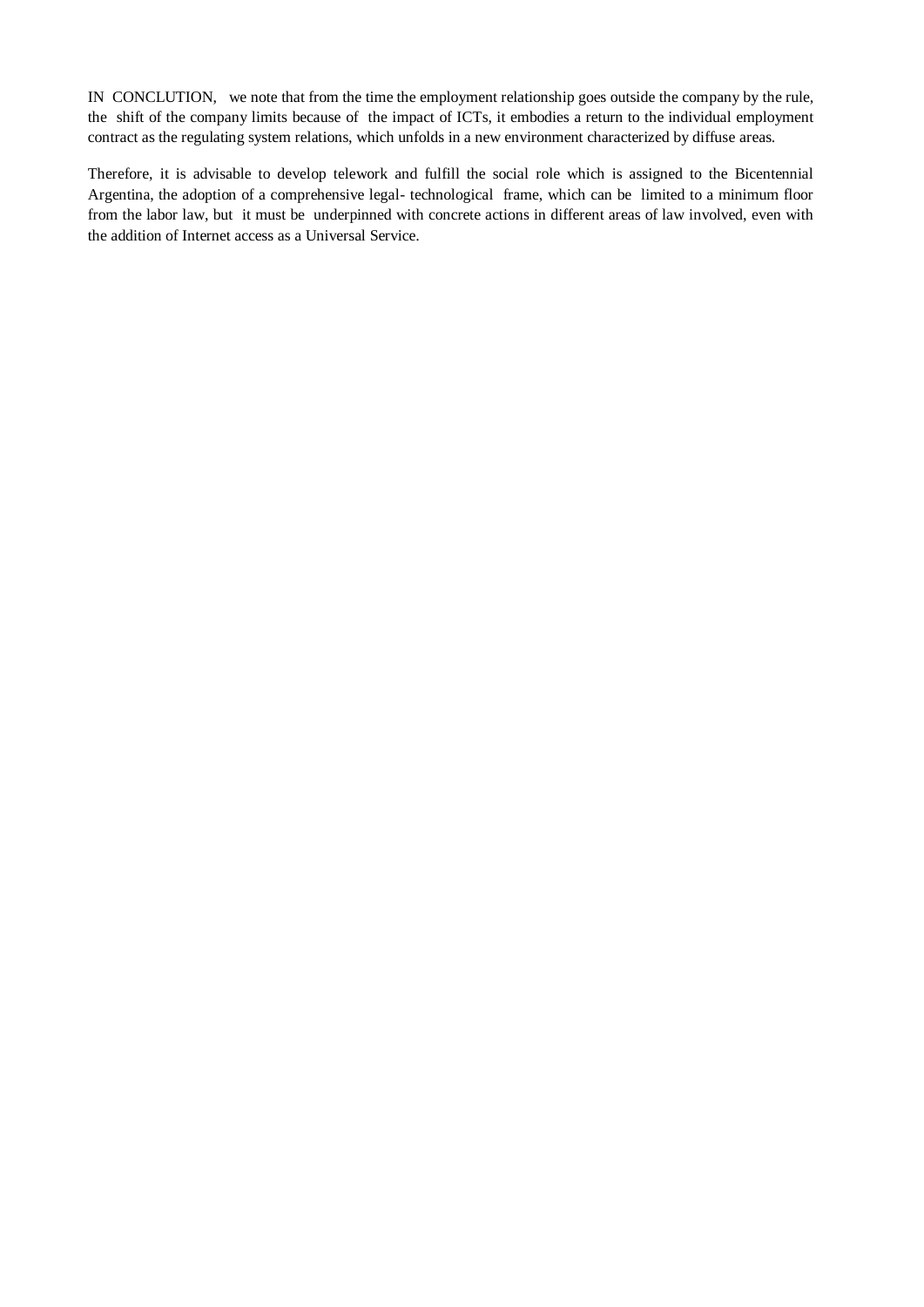IN CONCLUTION, we note that from the time the employment relationship goes outside the company by the rule, the shift of the company limits because of the impact of ICTs, it embodies a return to the individual employment contract as the regulating system relations, which unfolds in a new environment characterized by diffuse areas.

Therefore, it is advisable to develop telework and fulfill the social role which is assigned to the Bicentennial Argentina, the adoption of a comprehensive legal- technological frame, which can be limited to a minimum floor from the labor law, but it must be underpinned with concrete actions in different areas of law involved, even with the addition of Internet access as a Universal Service.